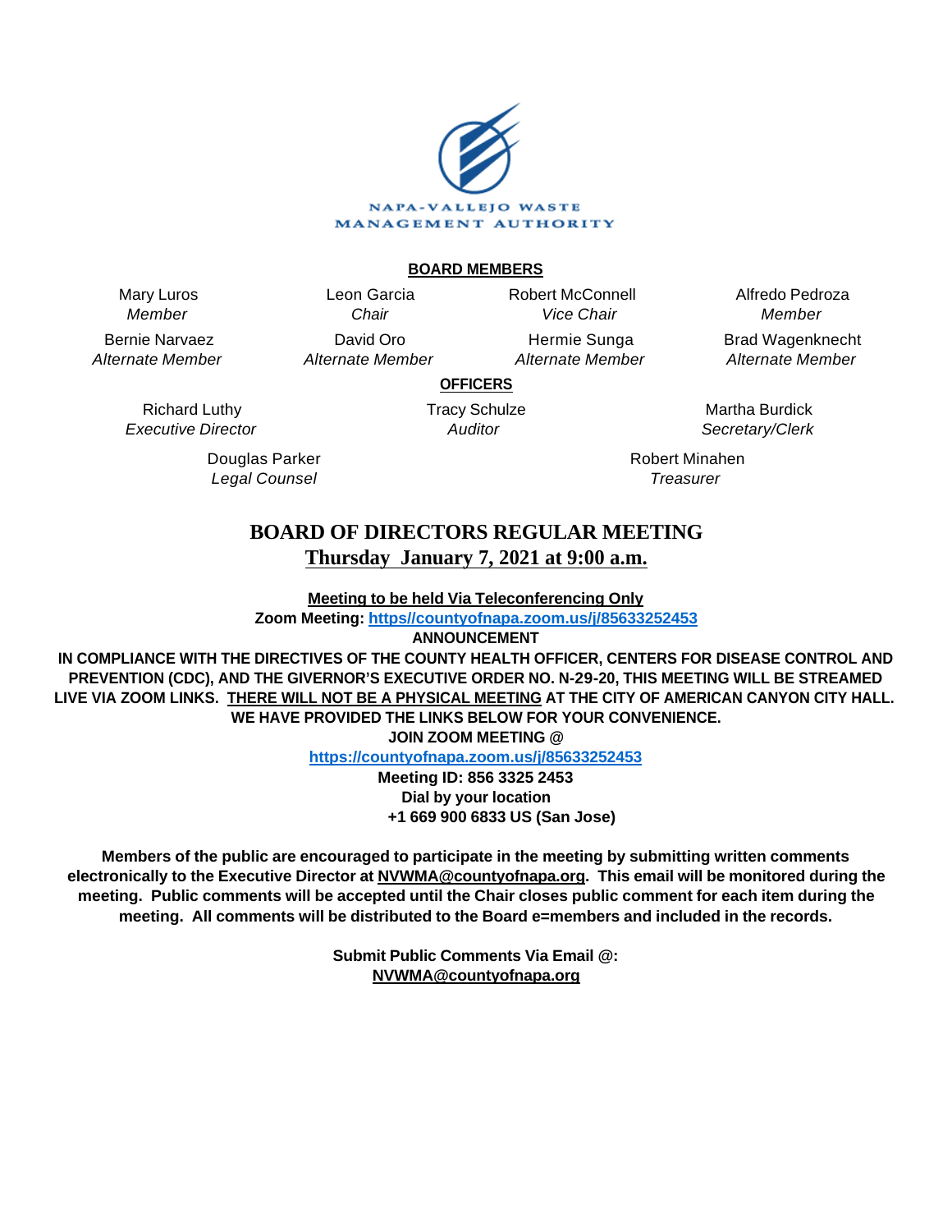NAPA-VALLEJO WASTE MANAGEMENT AUTHORITY

**BOARD MEMBERS**

| | | | |
|---|---|---|---|
| Mary Luros *Member* | Leon Garcia *Chair* | Robert McConnell *Vice Chair* | Alfredo Pedroza *Member* |
| Bernie Narvaez *Alternate Member* | David Oro *Alternate Member* | Hermie Sunga *Alternate Member* | Brad Wagenknecht *Alternate Member* |

**OFFICERS**

| | | |
|---|---|---|
| Richard Luthy *Executive Director* | Tracy Schulze *Auditor* | Martha Burdick *Secretary/Clerk* |
| Douglas Parker *Legal Counsel* | | Robert Minahen *Treasurer* |

# BOARD OF DIRECTORS REGULAR MEETING

## Thursday January 7, 2021 at 9:00 a.m.

**Meeting to be held Via Teleconferencing Only**

**Zoom Meeting: https//countyofnapa.zoom.us/j/85633252453**

**ANNOUNCEMENT**

**IN COMPLIANCE WITH THE DIRECTIVES OF THE COUNTY HEALTH OFFICER, CENTERS FOR DISEASE CONTROL AND PREVENTION (CDC), AND THE GIVERNOR'S EXECUTIVE ORDER NO. N-29-20, THIS MEETING WILL BE STREAMED LIVE VIA ZOOM LINKS. THERE WILL NOT BE A PHYSICAL MEETING AT THE CITY OF AMERICAN CANYON CITY HALL. WE HAVE PROVIDED THE LINKS BELOW FOR YOUR CONVENIENCE.**

**JOIN ZOOM MEETING @**

**https://countyofnapa.zoom.us/j/85633252453**

**Meeting ID: 856 3325 2453**

**Dial by your location**

**+1 669 900 6833 US (San Jose)**

**Members of the public are encouraged to participate in the meeting by submitting written comments electronically to the Executive Director at NVWMA@countyofnapa.org. This email will be monitored during the meeting. Public comments will be accepted until the Chair closes public comment for each item during the meeting. All comments will be distributed to the Board e=members and included in the records.**

**Submit Public Comments Via Email @:**
**NVWMA@countyofnapa.org**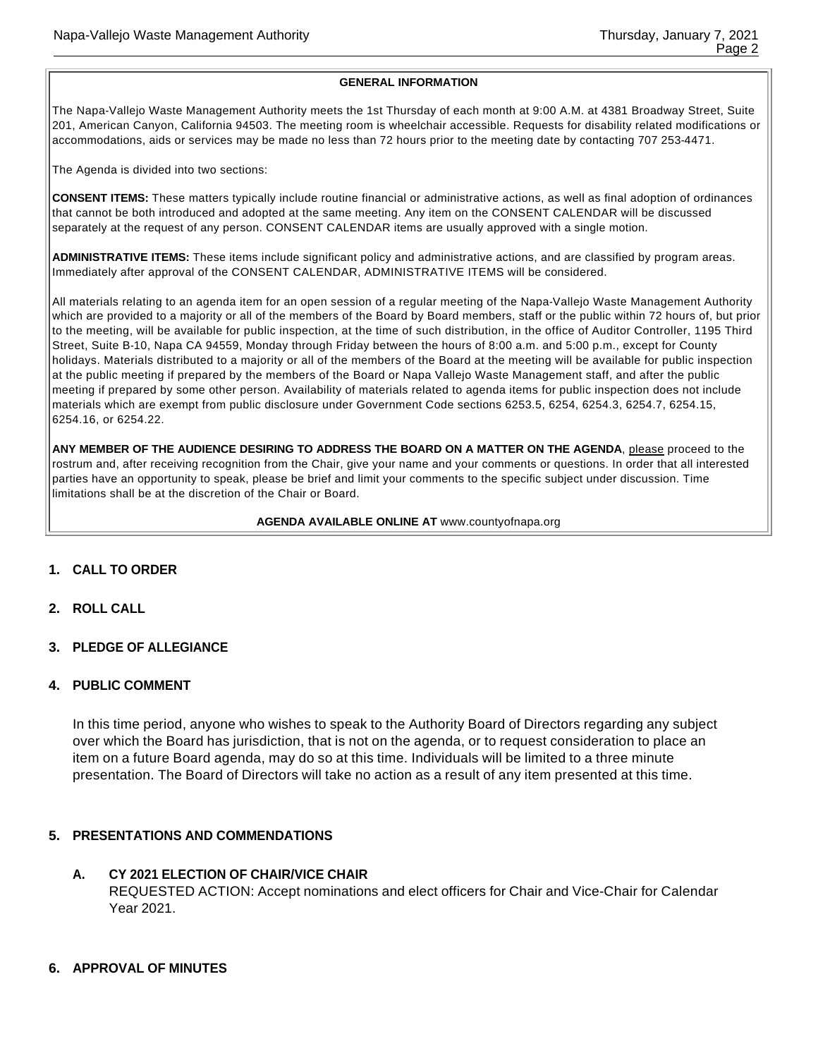### GENERAL INFORMATION

The Napa-Vallejo Waste Management Authority meets the 1st Thursday of each month at 9:00 A.M. at 4381 Broadway Street, Suite 201, American Canyon, California 94503. The meeting room is wheelchair accessible. Requests for disability related modifications or accommodations, aids or services may be made no less than 72 hours prior to the meeting date by contacting 707 253-4471.

The Agenda is divided into two sections:

**CONSENT ITEMS:** These matters typically include routine financial or administrative actions, as well as final adoption of ordinances that cannot be both introduced and adopted at the same meeting. Any item on the CONSENT CALENDAR will be discussed separately at the request of any person. CONSENT CALENDAR items are usually approved with a single motion.

**ADMINISTRATIVE ITEMS:** These items include significant policy and administrative actions, and are classified by program areas. Immediately after approval of the CONSENT CALENDAR, ADMINISTRATIVE ITEMS will be considered.

All materials relating to an agenda item for an open session of a regular meeting of the Napa-Vallejo Waste Management Authority which are provided to a majority or all of the members of the Board by Board members, staff or the public within 72 hours of, but prior to the meeting, will be available for public inspection, at the time of such distribution, in the office of Auditor Controller, 1195 Third Street, Suite B-10, Napa CA 94559, Monday through Friday between the hours of 8:00 a.m. and 5:00 p.m., except for County holidays. Materials distributed to a majority or all of the members of the Board at the meeting will be available for public inspection at the public meeting if prepared by the members of the Board or Napa Vallejo Waste Management staff, and after the public meeting if prepared by some other person. Availability of materials related to agenda items for public inspection does not include materials which are exempt from public disclosure under Government Code sections 6253.5, 6254, 6254.3, 6254.7, 6254.15, 6254.16, or 6254.22.

**ANY MEMBER OF THE AUDIENCE DESIRING TO ADDRESS THE BOARD ON A MATTER ON THE AGENDA**, please proceed to the rostrum and, after receiving recognition from the Chair, give your name and your comments or questions. In order that all interested parties have an opportunity to speak, please be brief and limit your comments to the specific subject under discussion. Time limitations shall be at the discretion of the Chair or Board.

**AGENDA AVAILABLE ONLINE AT** www.countyofnapa.org

## 1. CALL TO ORDER

## 2. ROLL CALL

## 3. PLEDGE OF ALLEGIANCE

## 4. PUBLIC COMMENT

In this time period, anyone who wishes to speak to the Authority Board of Directors regarding any subject over which the Board has jurisdiction, that is not on the agenda, or to request consideration to place an item on a future Board agenda, may do so at this time. Individuals will be limited to a three minute presentation. The Board of Directors will take no action as a result of any item presented at this time.

## 5. PRESENTATIONS AND COMMENDATIONS

### A. CY 2021 ELECTION OF CHAIR/VICE CHAIR

REQUESTED ACTION: Accept nominations and elect officers for Chair and Vice-Chair for Calendar Year 2021.

## 6. APPROVAL OF MINUTES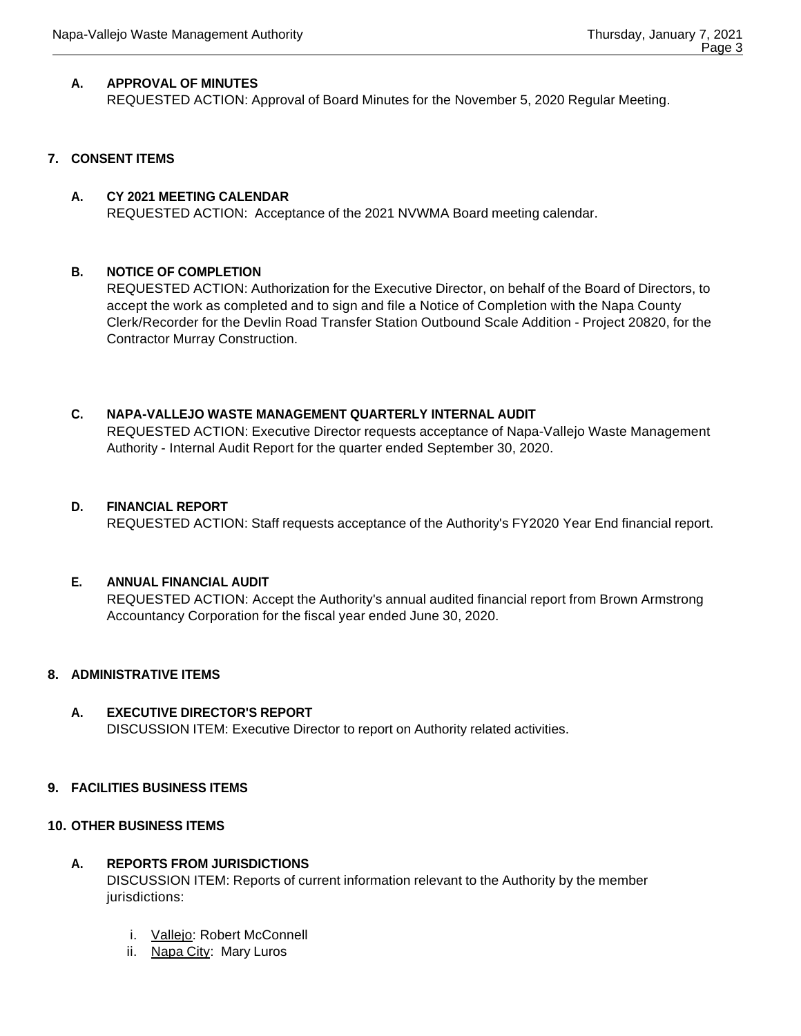**A. APPROVAL OF MINUTES**
REQUESTED ACTION: Approval of Board Minutes for the November 5, 2020 Regular Meeting.

## 7. CONSENT ITEMS

**A. CY 2021 MEETING CALENDAR**
REQUESTED ACTION: Acceptance of the 2021 NVWMA Board meeting calendar.

**B. NOTICE OF COMPLETION**
REQUESTED ACTION: Authorization for the Executive Director, on behalf of the Board of Directors, to accept the work as completed and to sign and file a Notice of Completion with the Napa County Clerk/Recorder for the Devlin Road Transfer Station Outbound Scale Addition - Project 20820, for the Contractor Murray Construction.

**C. NAPA-VALLEJO WASTE MANAGEMENT QUARTERLY INTERNAL AUDIT**
REQUESTED ACTION: Executive Director requests acceptance of Napa-Vallejo Waste Management Authority - Internal Audit Report for the quarter ended September 30, 2020.

**D. FINANCIAL REPORT**
REQUESTED ACTION: Staff requests acceptance of the Authority's FY2020 Year End financial report.

**E. ANNUAL FINANCIAL AUDIT**
REQUESTED ACTION: Accept the Authority's annual audited financial report from Brown Armstrong Accountancy Corporation for the fiscal year ended June 30, 2020.

## 8. ADMINISTRATIVE ITEMS

**A. EXECUTIVE DIRECTOR'S REPORT**
DISCUSSION ITEM: Executive Director to report on Authority related activities.

## 9. FACILITIES BUSINESS ITEMS

## 10. OTHER BUSINESS ITEMS

**A. REPORTS FROM JURISDICTIONS**
DISCUSSION ITEM: Reports of current information relevant to the Authority by the member jurisdictions:

i. Vallejo: Robert McConnell
ii. Napa City: Mary Luros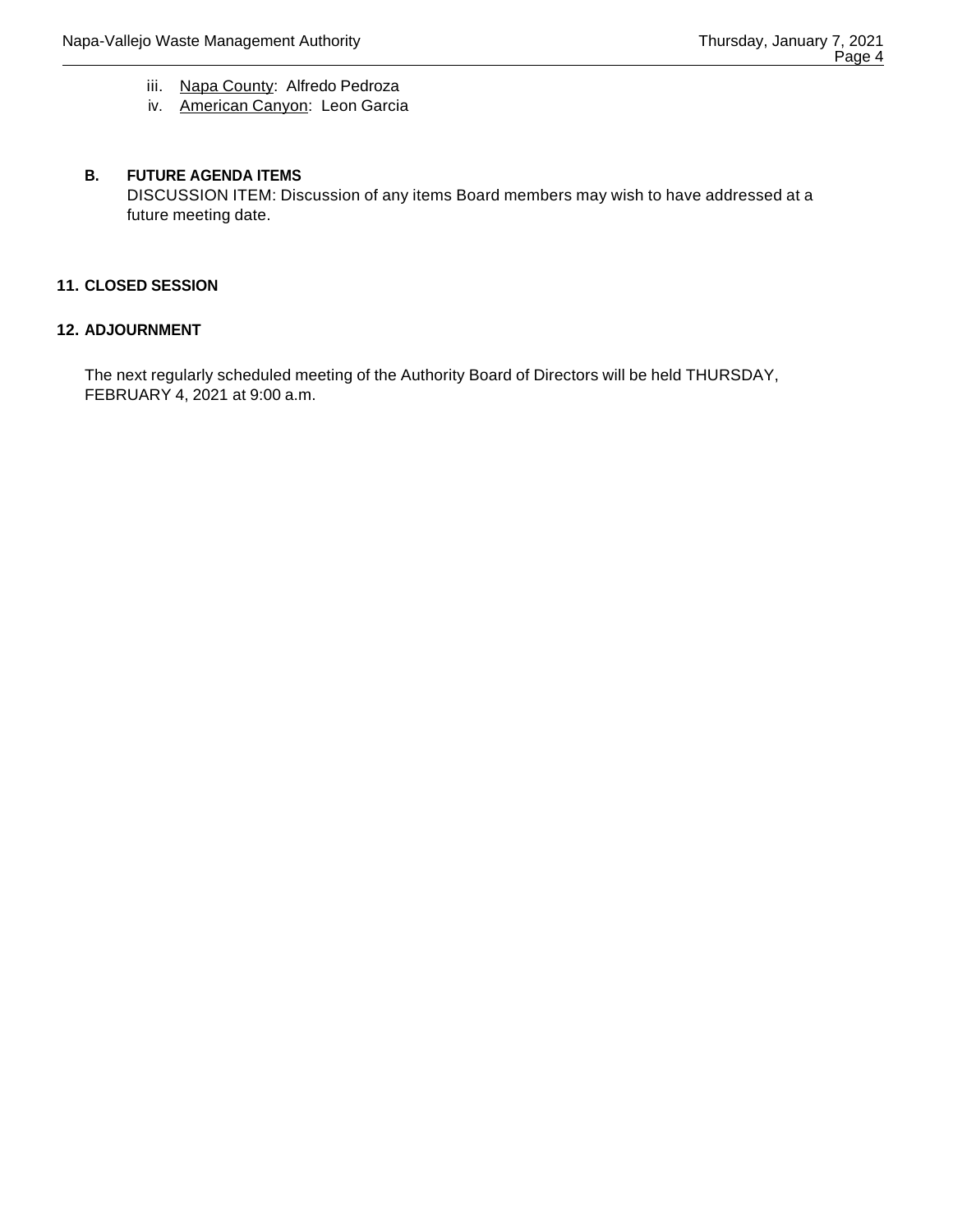iii. Napa County: Alfredo Pedroza

iv. American Canyon: Leon Garcia

**B. FUTURE AGENDA ITEMS**

DISCUSSION ITEM: Discussion of any items Board members may wish to have addressed at a future meeting date.

**11. CLOSED SESSION**

**12. ADJOURNMENT**

The next regularly scheduled meeting of the Authority Board of Directors will be held THURSDAY, FEBRUARY 4, 2021 at 9:00 a.m.